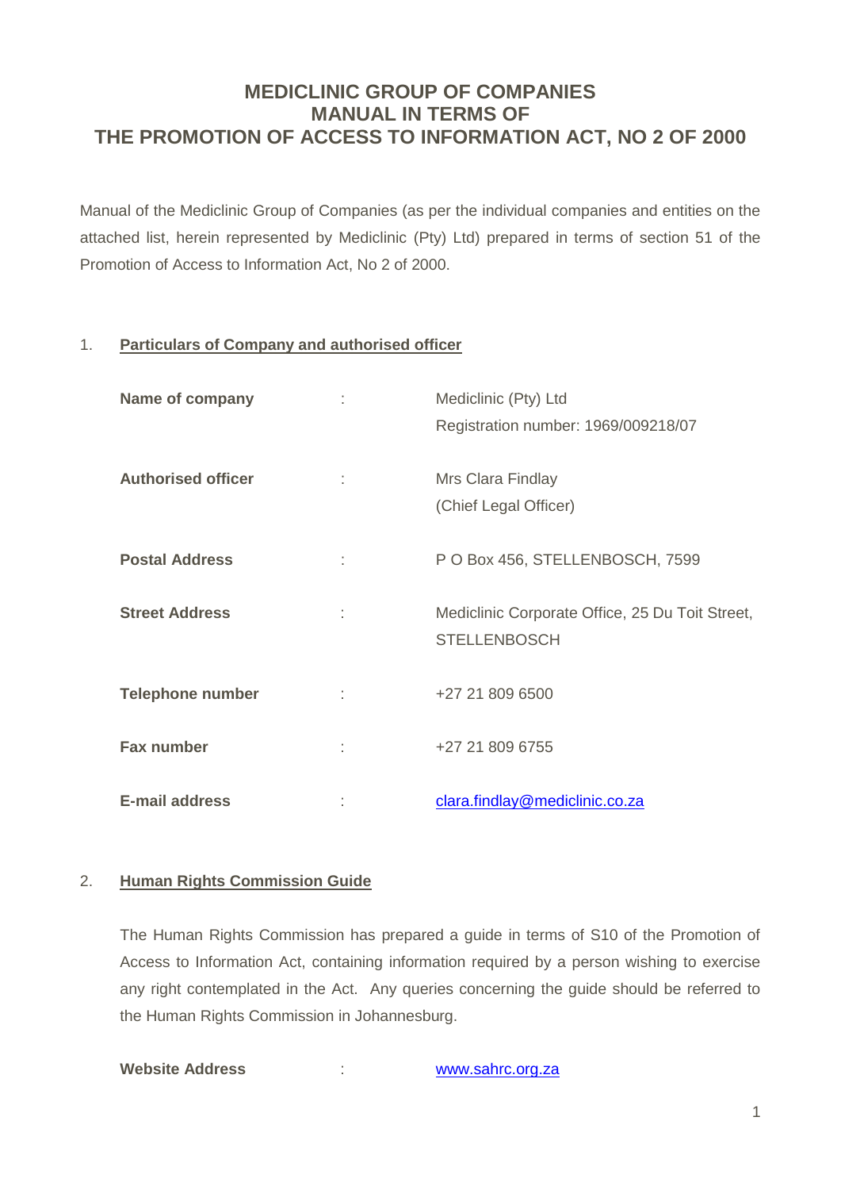# MEDICLINIC GROUP OF COMPANIES
# MANUAL IN TERMS OF
# THE PROMOTION OF ACCESS TO INFORMATION ACT, NO 2 OF 2000

Manual of the Mediclinic Group of Companies (as per the individual companies and entities on the attached list, herein represented by Mediclinic (Pty) Ltd) prepared in terms of section 51 of the Promotion of Access to Information Act, No 2 of 2000.

## 1. Particulars of Company and authorised officer

| | | |
|---|---|---|
| **Name of company** | : | Mediclinic (Pty) Ltd<br>Registration number: 1969/009218/07 |
| **Authorised officer** | : | Mrs Clara Findlay<br>(Chief Legal Officer) |
| **Postal Address** | : | P O Box 456, STELLENBOSCH, 7599 |
| **Street Address** | : | Mediclinic Corporate Office, 25 Du Toit Street, STELLENBOSCH |
| **Telephone number** | : | +27 21 809 6500 |
| **Fax number** | : | +27 21 809 6755 |
| **E-mail address** | : | clara.findlay@mediclinic.co.za |

## 2. Human Rights Commission Guide

The Human Rights Commission has prepared a guide in terms of S10 of the Promotion of Access to Information Act, containing information required by a person wishing to exercise any right contemplated in the Act. Any queries concerning the guide should be referred to the Human Rights Commission in Johannesburg.

| | | |
|---|---|---|
| **Website Address** | : | www.sahrc.org.za |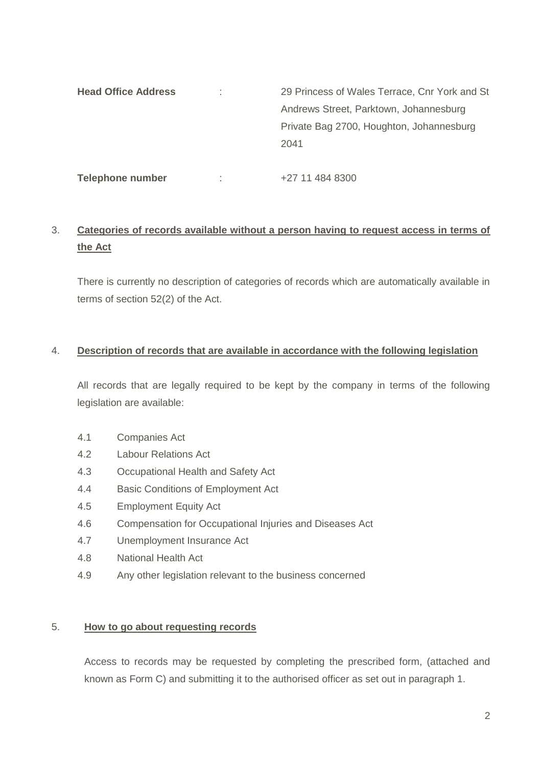| | | |
|---|---|---|
| **Head Office Address** | : | 29 Princess of Wales Terrace, Cnr York and St Andrews Street, Parktown, Johannesburg<br>Private Bag 2700, Houghton, Johannesburg<br>2041 |
| **Telephone number** | : | +27 11 484 8300 |

3. **Categories of records available without a person having to request access in terms of the Act**

   There is currently no description of categories of records which are automatically available in terms of section 52(2) of the Act.

4. **Description of records that are available in accordance with the following legislation**

   All records that are legally required to be kept by the company in terms of the following legislation are available:

   4.1 Companies Act
   4.2 Labour Relations Act
   4.3 Occupational Health and Safety Act
   4.4 Basic Conditions of Employment Act
   4.5 Employment Equity Act
   4.6 Compensation for Occupational Injuries and Diseases Act
   4.7 Unemployment Insurance Act
   4.8 National Health Act
   4.9 Any other legislation relevant to the business concerned

5. **How to go about requesting records**

   Access to records may be requested by completing the prescribed form, (attached and known as Form C) and submitting it to the authorised officer as set out in paragraph 1.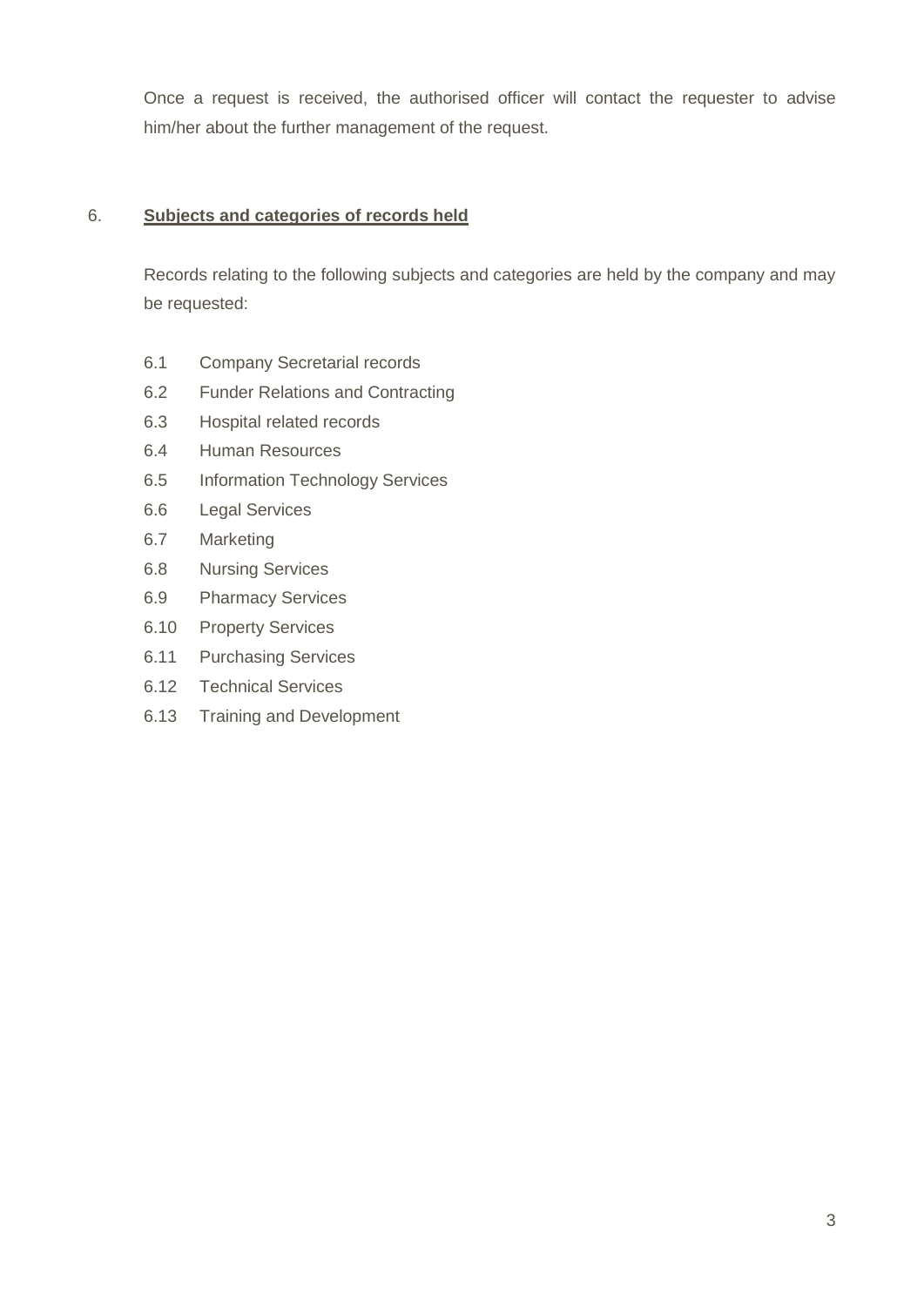Once a request is received, the authorised officer will contact the requester to advise him/her about the further management of the request.

## 6. **Subjects and categories of records held**

Records relating to the following subjects and categories are held by the company and may be requested:

6.1 Company Secretarial records

6.2 Funder Relations and Contracting

6.3 Hospital related records

6.4 Human Resources

6.5 Information Technology Services

6.6 Legal Services

6.7 Marketing

6.8 Nursing Services

6.9 Pharmacy Services

6.10 Property Services

6.11 Purchasing Services

6.12 Technical Services

6.13 Training and Development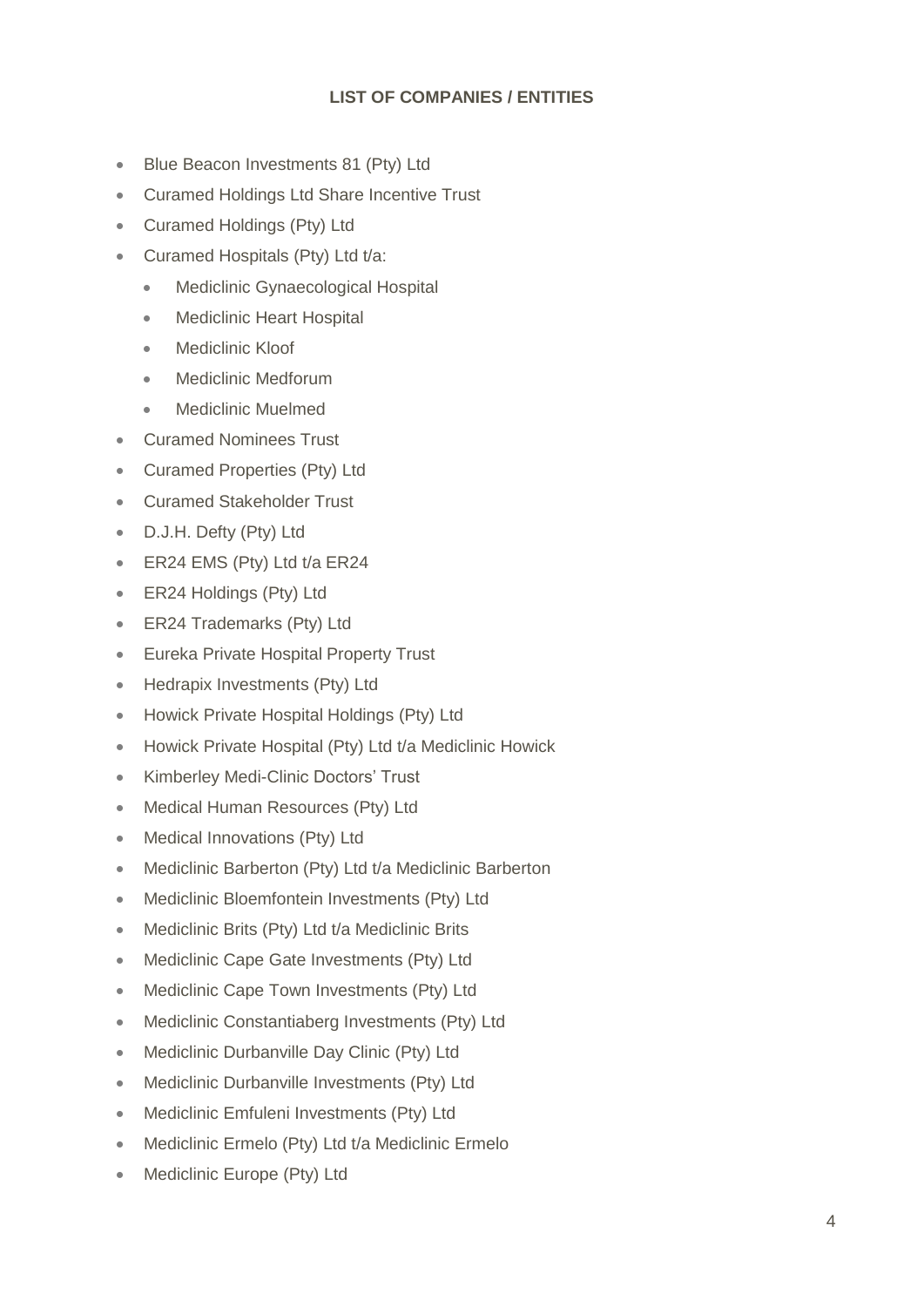**LIST OF COMPANIES / ENTITIES**

- Blue Beacon Investments 81 (Pty) Ltd
- Curamed Holdings Ltd Share Incentive Trust
- Curamed Holdings (Pty) Ltd
- Curamed Hospitals (Pty) Ltd t/a:
    - Mediclinic Gynaecological Hospital
    - Mediclinic Heart Hospital
    - Mediclinic Kloof
    - Mediclinic Medforum
    - Mediclinic Muelmed
- Curamed Nominees Trust
- Curamed Properties (Pty) Ltd
- Curamed Stakeholder Trust
- D.J.H. Defty (Pty) Ltd
- ER24 EMS (Pty) Ltd t/a ER24
- ER24 Holdings (Pty) Ltd
- ER24 Trademarks (Pty) Ltd
- Eureka Private Hospital Property Trust
- Hedrapix Investments (Pty) Ltd
- Howick Private Hospital Holdings (Pty) Ltd
- Howick Private Hospital (Pty) Ltd t/a Mediclinic Howick
- Kimberley Medi-Clinic Doctors' Trust
- Medical Human Resources (Pty) Ltd
- Medical Innovations (Pty) Ltd
- Mediclinic Barberton (Pty) Ltd t/a Mediclinic Barberton
- Mediclinic Bloemfontein Investments (Pty) Ltd
- Mediclinic Brits (Pty) Ltd t/a Mediclinic Brits
- Mediclinic Cape Gate Investments (Pty) Ltd
- Mediclinic Cape Town Investments (Pty) Ltd
- Mediclinic Constantiaberg Investments (Pty) Ltd
- Mediclinic Durbanville Day Clinic (Pty) Ltd
- Mediclinic Durbanville Investments (Pty) Ltd
- Mediclinic Emfuleni Investments (Pty) Ltd
- Mediclinic Ermelo (Pty) Ltd t/a Mediclinic Ermelo
- Mediclinic Europe (Pty) Ltd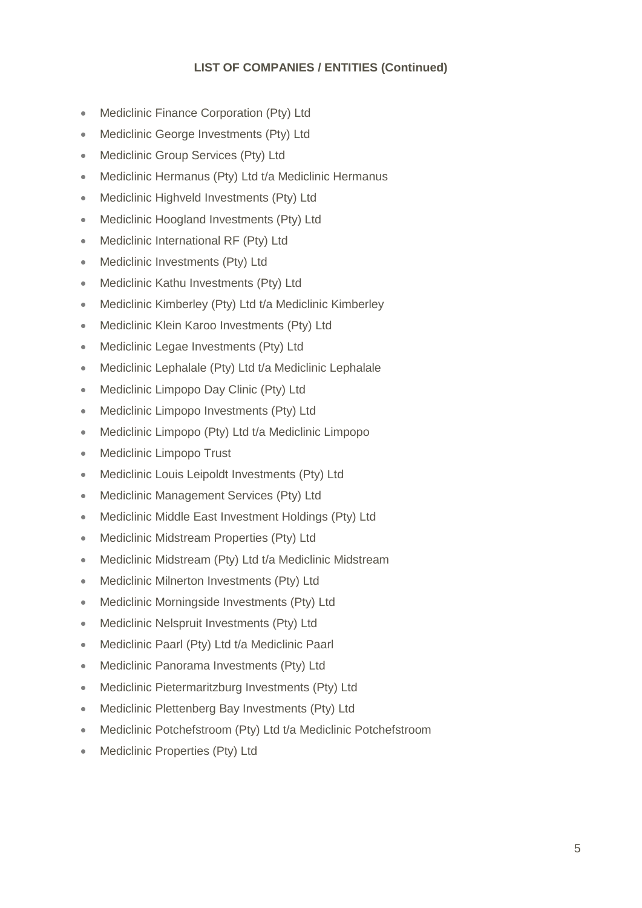**LIST OF COMPANIES / ENTITIES (Continued)**

- Mediclinic Finance Corporation (Pty) Ltd
- Mediclinic George Investments (Pty) Ltd
- Mediclinic Group Services (Pty) Ltd
- Mediclinic Hermanus (Pty) Ltd t/a Mediclinic Hermanus
- Mediclinic Highveld Investments (Pty) Ltd
- Mediclinic Hoogland Investments (Pty) Ltd
- Mediclinic International RF (Pty) Ltd
- Mediclinic Investments (Pty) Ltd
- Mediclinic Kathu Investments (Pty) Ltd
- Mediclinic Kimberley (Pty) Ltd t/a Mediclinic Kimberley
- Mediclinic Klein Karoo Investments (Pty) Ltd
- Mediclinic Legae Investments (Pty) Ltd
- Mediclinic Lephalale (Pty) Ltd t/a Mediclinic Lephalale
- Mediclinic Limpopo Day Clinic (Pty) Ltd
- Mediclinic Limpopo Investments (Pty) Ltd
- Mediclinic Limpopo (Pty) Ltd t/a Mediclinic Limpopo
- Mediclinic Limpopo Trust
- Mediclinic Louis Leipoldt Investments (Pty) Ltd
- Mediclinic Management Services (Pty) Ltd
- Mediclinic Middle East Investment Holdings (Pty) Ltd
- Mediclinic Midstream Properties (Pty) Ltd
- Mediclinic Midstream (Pty) Ltd t/a Mediclinic Midstream
- Mediclinic Milnerton Investments (Pty) Ltd
- Mediclinic Morningside Investments (Pty) Ltd
- Mediclinic Nelspruit Investments (Pty) Ltd
- Mediclinic Paarl (Pty) Ltd t/a Mediclinic Paarl
- Mediclinic Panorama Investments (Pty) Ltd
- Mediclinic Pietermaritzburg Investments (Pty) Ltd
- Mediclinic Plettenberg Bay Investments (Pty) Ltd
- Mediclinic Potchefstroom (Pty) Ltd t/a Mediclinic Potchefstroom
- Mediclinic Properties (Pty) Ltd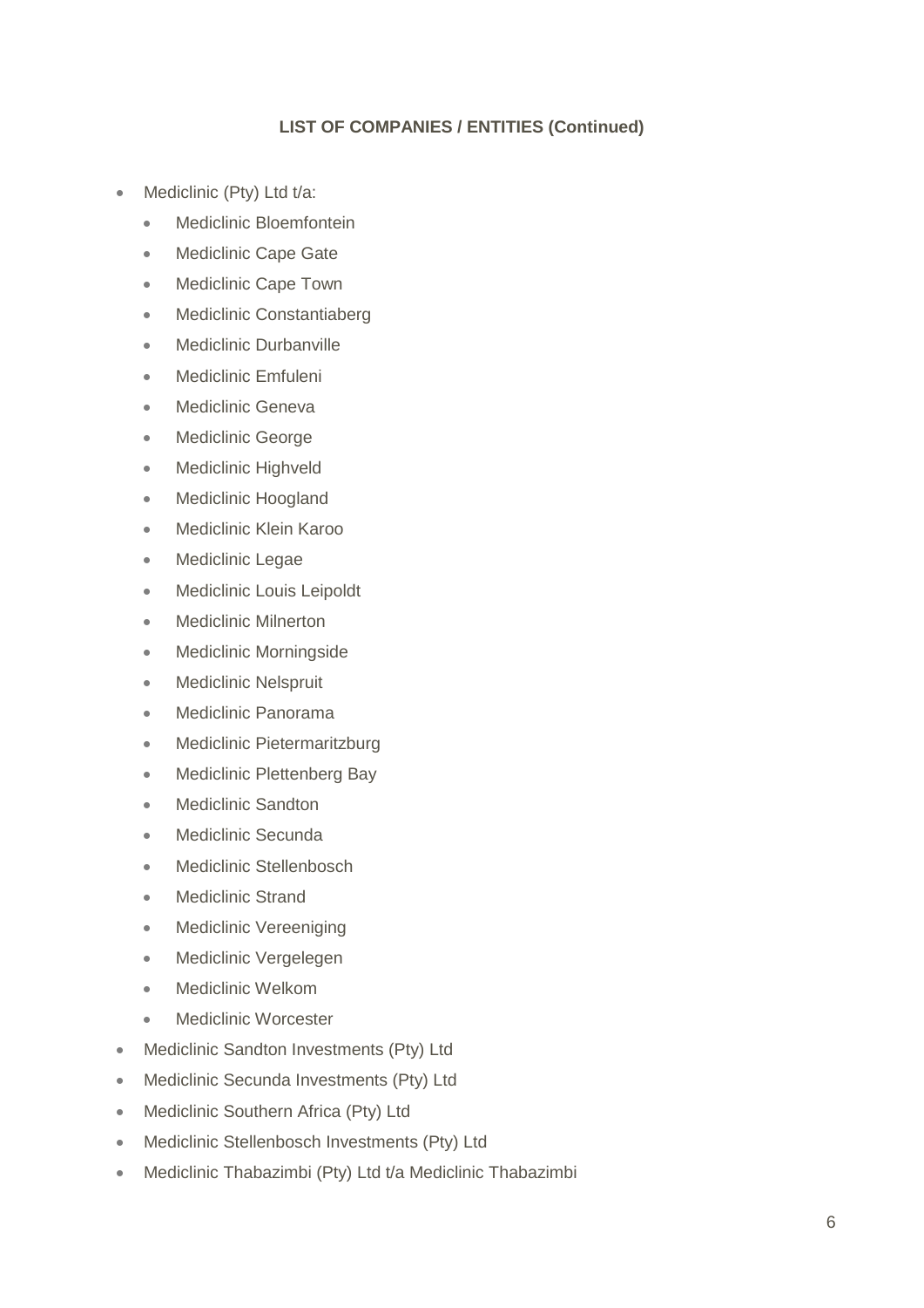**LIST OF COMPANIES / ENTITIES (Continued)**

- Mediclinic (Pty) Ltd t/a:
  - Mediclinic Bloemfontein
  - Mediclinic Cape Gate
  - Mediclinic Cape Town
  - Mediclinic Constantiaberg
  - Mediclinic Durbanville
  - Mediclinic Emfuleni
  - Mediclinic Geneva
  - Mediclinic George
  - Mediclinic Highveld
  - Mediclinic Hoogland
  - Mediclinic Klein Karoo
  - Mediclinic Legae
  - Mediclinic Louis Leipoldt
  - Mediclinic Milnerton
  - Mediclinic Morningside
  - Mediclinic Nelspruit
  - Mediclinic Panorama
  - Mediclinic Pietermaritzburg
  - Mediclinic Plettenberg Bay
  - Mediclinic Sandton
  - Mediclinic Secunda
  - Mediclinic Stellenbosch
  - Mediclinic Strand
  - Mediclinic Vereeniging
  - Mediclinic Vergelegen
  - Mediclinic Welkom
  - Mediclinic Worcester
- Mediclinic Sandton Investments (Pty) Ltd
- Mediclinic Secunda Investments (Pty) Ltd
- Mediclinic Southern Africa (Pty) Ltd
- Mediclinic Stellenbosch Investments (Pty) Ltd
- Mediclinic Thabazimbi (Pty) Ltd t/a Mediclinic Thabazimbi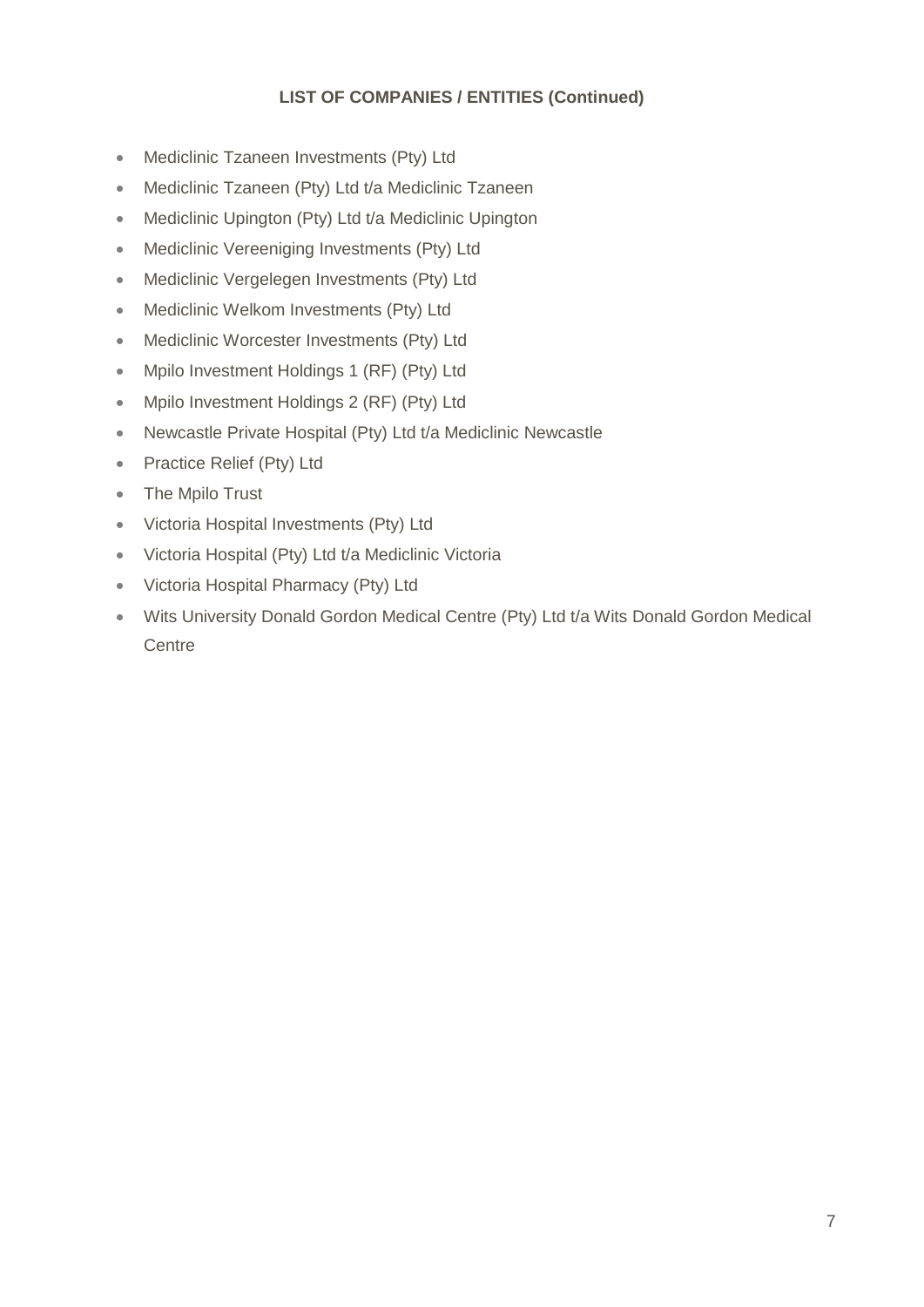**LIST OF COMPANIES / ENTITIES (Continued)**

- Mediclinic Tzaneen Investments (Pty) Ltd
- Mediclinic Tzaneen (Pty) Ltd t/a Mediclinic Tzaneen
- Mediclinic Upington (Pty) Ltd t/a Mediclinic Upington
- Mediclinic Vereeniging Investments (Pty) Ltd
- Mediclinic Vergelegen Investments (Pty) Ltd
- Mediclinic Welkom Investments (Pty) Ltd
- Mediclinic Worcester Investments (Pty) Ltd
- Mpilo Investment Holdings 1 (RF) (Pty) Ltd
- Mpilo Investment Holdings 2 (RF) (Pty) Ltd
- Newcastle Private Hospital (Pty) Ltd t/a Mediclinic Newcastle
- Practice Relief (Pty) Ltd
- The Mpilo Trust
- Victoria Hospital Investments (Pty) Ltd
- Victoria Hospital (Pty) Ltd t/a Mediclinic Victoria
- Victoria Hospital Pharmacy (Pty) Ltd
- Wits University Donald Gordon Medical Centre (Pty) Ltd t/a Wits Donald Gordon Medical Centre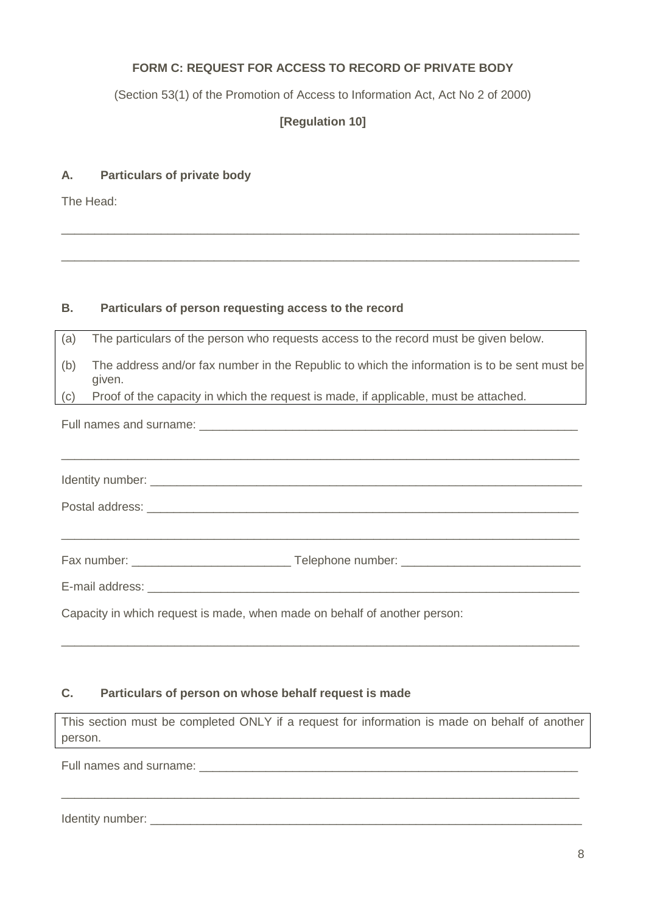**FORM C: REQUEST FOR ACCESS TO RECORD OF PRIVATE BODY**

(Section 53(1) of the Promotion of Access to Information Act, Act No 2 of 2000)

**[Regulation 10]**

## A. Particulars of private body

The Head:

_______________________________________________________________________________

_______________________________________________________________________________

## B. Particulars of person requesting access to the record

(a) The particulars of the person who requests access to the record must be given below.

(b) The address and/or fax number in the Republic to which the information is to be sent must be given.

(c) Proof of the capacity in which the request is made, if applicable, must be attached.

Full names and surname: ___________________________________________________________

_______________________________________________________________________________

Identity number: _________________________________________________________________

Postal address: __________________________________________________________________

_______________________________________________________________________________

Fax number: ________________________ Telephone number: ___________________________

E-mail address: __________________________________________________________________

Capacity in which request is made, when made on behalf of another person:

_______________________________________________________________________________

## C. Particulars of person on whose behalf request is made

This section must be completed ONLY if a request for information is made on behalf of another person.

Full names and surname: ___________________________________________________________

_______________________________________________________________________________

Identity number: _________________________________________________________________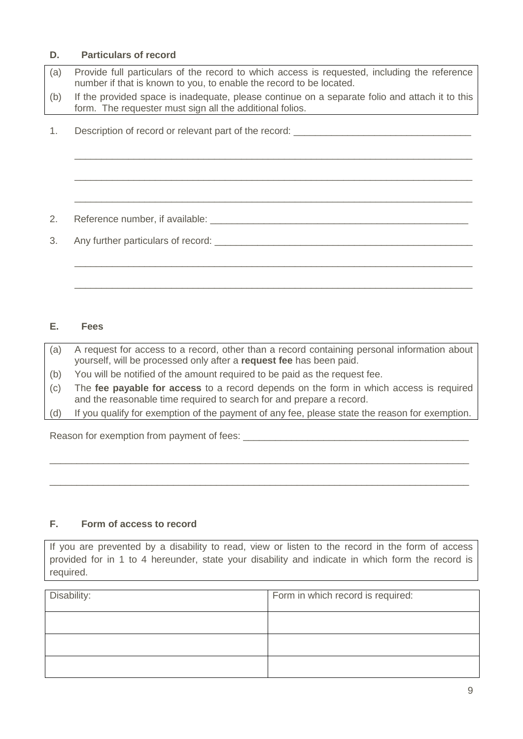## D. Particulars of record

| | |
|---|---|
| (a) | Provide full particulars of the record to which access is requested, including the reference number if that is known to you, to enable the record to be located. |
| (b) | If the provided space is inadequate, please continue on a separate folio and attach it to this form. The requester must sign all the additional folios. |

1. Description of record or relevant part of the record: ________________________________

 ____________________________________________________________________________

 ____________________________________________________________________________

 ____________________________________________________________________________

2. Reference number, if available: ________________________________________________

3. Any further particulars of record: ______________________________________________

 ____________________________________________________________________________

 ____________________________________________________________________________

## E. Fees

| | |
|---|---|
| (a) | A request for access to a record, other than a record containing personal information about yourself, will be processed only after a **request fee** has been paid. |
| (b) | You will be notified of the amount required to be paid as the request fee. |
| (c) | The **fee payable for access** to a record depends on the form in which access is required and the reasonable time required to search for and prepare a record. |
| (d) | If you qualify for exemption of the payment of any fee, please state the reason for exemption. |

Reason for exemption from payment of fees: ________________________________________

________________________________________________________________________________

________________________________________________________________________________

## F. Form of access to record

If you are prevented by a disability to read, view or listen to the record in the form of access provided for in 1 to 4 hereunder, state your disability and indicate in which form the record is required.

| Disability: | Form in which record is required: |
|---|---|
| | |
| | |
| | |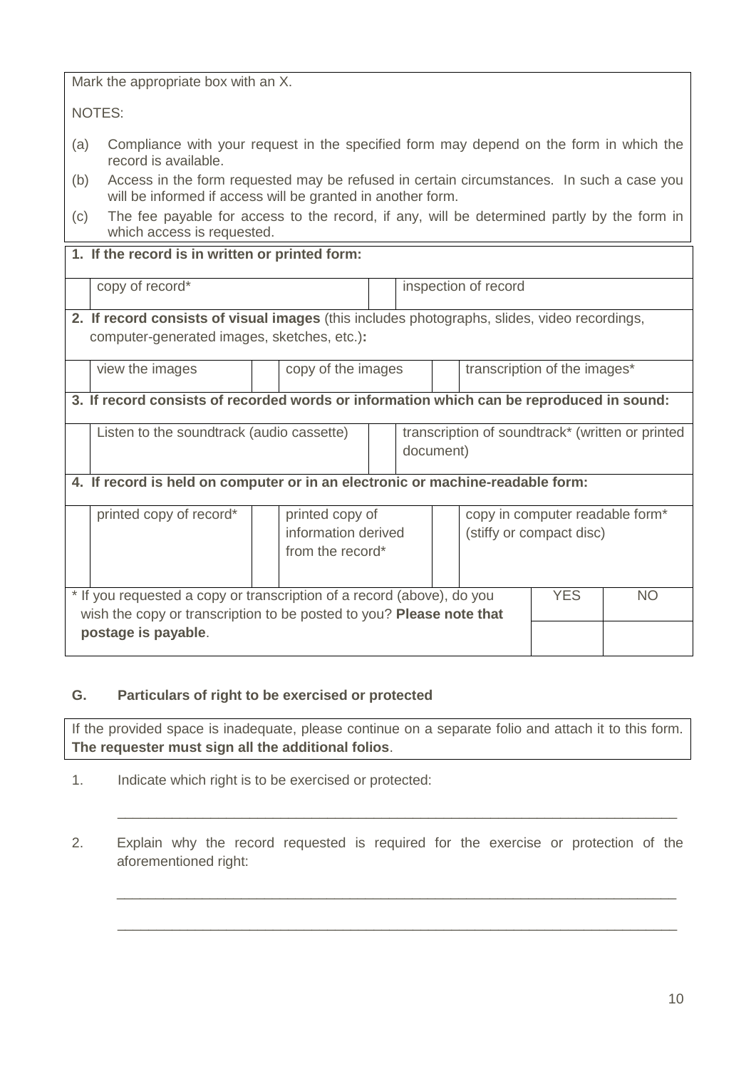Mark the appropriate box with an X.

NOTES:

(a) Compliance with your request in the specified form may depend on the form in which the record is available.
(b) Access in the form requested may be refused in certain circumstances. In such a case you will be informed if access will be granted in another form.
(c) The fee payable for access to the record, if any, will be determined partly by the form in which access is requested.

**1. If the record is in written or printed form:**

| | | | |
|---|---|---|---|
| | copy of record* | | inspection of record |

**2. If record consists of visual images** (this includes photographs, slides, video recordings, computer-generated images, sketches, etc.)**:**

| | | | | | |
|---|---|---|---|---|---|
| | view the images | | copy of the images | | transcription of the images* |

**3. If record consists of recorded words or information which can be reproduced in sound:**

| | | | |
|---|---|---|---|
| | Listen to the soundtrack (audio cassette) | | transcription of soundtrack* (written or printed document) |

**4. If record is held on computer or in an electronic or machine-readable form:**

| | | | | | |
|---|---|---|---|---|---|
| | printed copy of record* | | printed copy of information derived from the record* | | copy in computer readable form* (stiffy or compact disc) |

| * If you requested a copy or transcription of a record (above), do you wish the copy or transcription to be posted to you? **Please note that postage is payable**. | YES | NO |
|---|---|---|
| | | |

## G. Particulars of right to be exercised or protected

If the provided space is inadequate, please continue on a separate folio and attach it to this form. **The requester must sign all the additional folios**.

1. Indicate which right is to be exercised or protected:

   ___________________________________________________________________________

2. Explain why the record requested is required for the exercise or protection of the aforementioned right:

   ___________________________________________________________________________

   ___________________________________________________________________________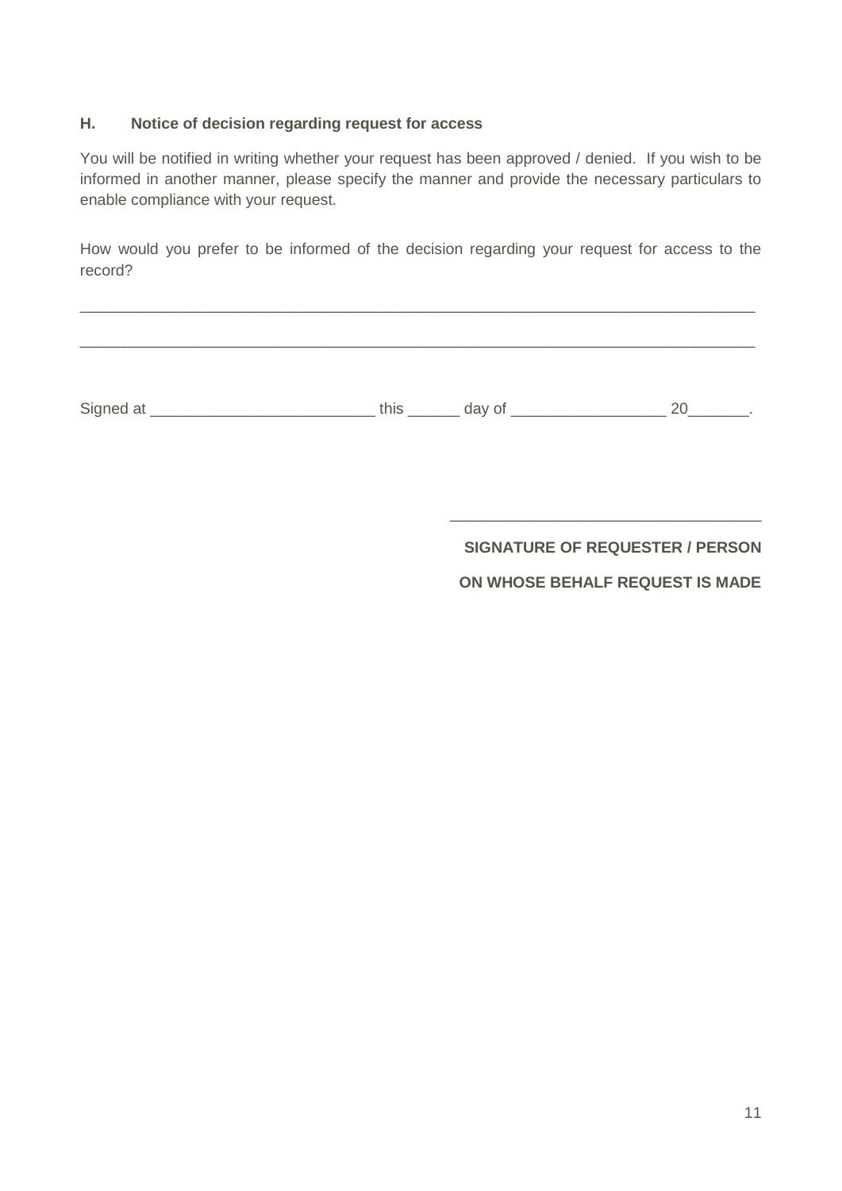### H. Notice of decision regarding request for access

You will be notified in writing whether your request has been approved / denied. If you wish to be informed in another manner, please specify the manner and provide the necessary particulars to enable compliance with your request.

How would you prefer to be informed of the decision regarding your request for access to the record?

_______________________________________________________________________________

_______________________________________________________________________________

Signed at __________________________ this ______ day of _________________ 20_______.

____________________________________

**SIGNATURE OF REQUESTER / PERSON**

**ON WHOSE BEHALF REQUEST IS MADE**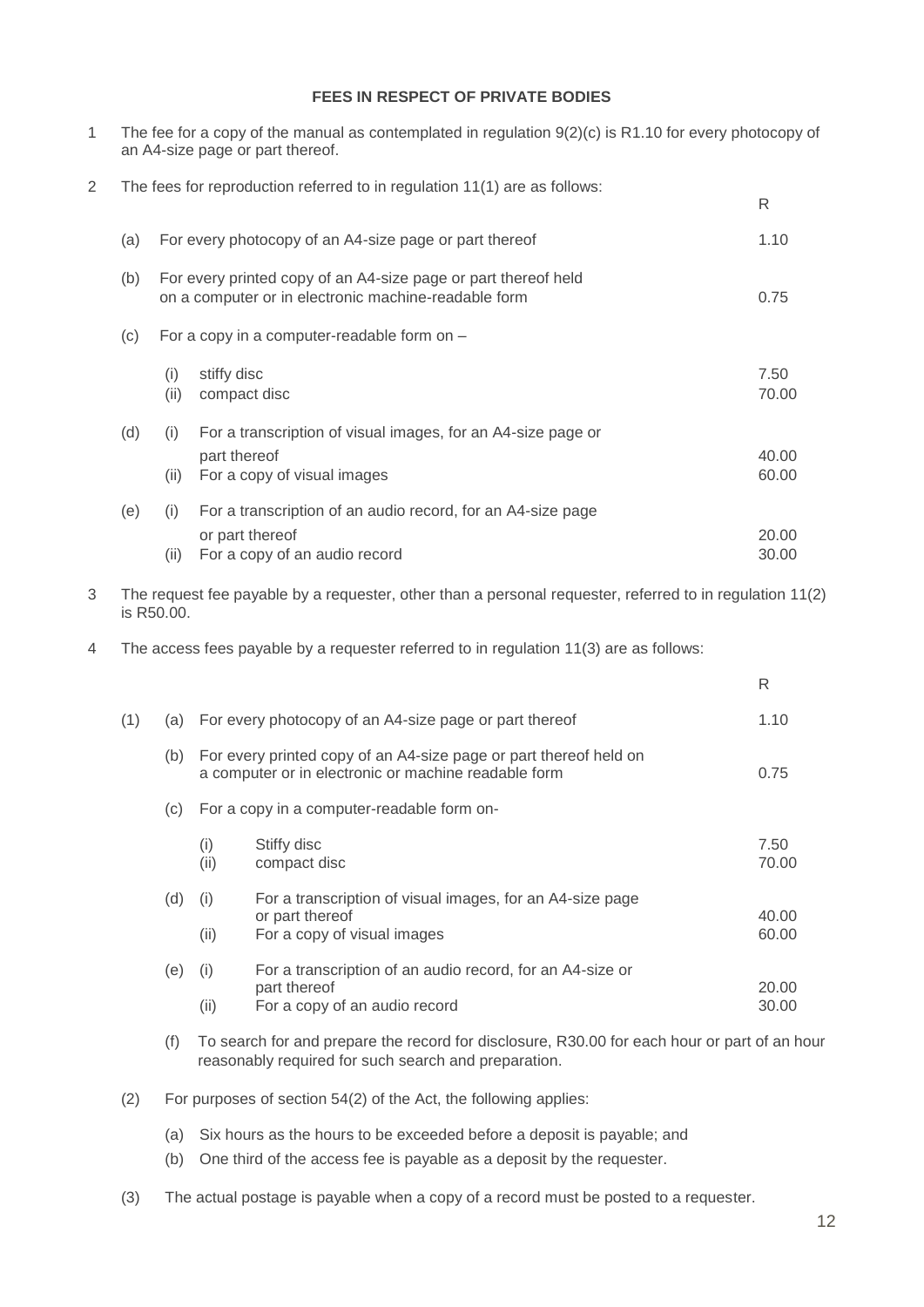**FEES IN RESPECT OF PRIVATE BODIES**

1 The fee for a copy of the manual as contemplated in regulation 9(2)(c) is R1.10 for every photocopy of an A4-size page or part thereof.

2 The fees for reproduction referred to in regulation 11(1) are as follows:

| | | | R |
|---|---|---|---|
| (a) | | For every photocopy of an A4-size page or part thereof | 1.10 |
| (b) | | For every printed copy of an A4-size page or part thereof held on a computer or in electronic machine-readable form | 0.75 |
| (c) | | For a copy in a computer-readable form on – | |
| | (i) | stiffy disc | 7.50 |
| | (ii) | compact disc | 70.00 |
| (d) | (i) | For a transcription of visual images, for an A4-size page or part thereof | 40.00 |
| | (ii) | For a copy of visual images | 60.00 |
| (e) | (i) | For a transcription of an audio record, for an A4-size page or part thereof | 20.00 |
| | (ii) | For a copy of an audio record | 30.00 |

3 The request fee payable by a requester, other than a personal requester, referred to in regulation 11(2) is R50.00.

4 The access fees payable by a requester referred to in regulation 11(3) are as follows:

| | | | | R |
|---|---|---|---|---|
| (1) | (a) | | For every photocopy of an A4-size page or part thereof | 1.10 |
| | (b) | | For every printed copy of an A4-size page or part thereof held on a computer or in electronic or machine readable form | 0.75 |
| | (c) | | For a copy in a computer-readable form on- | |
| | | (i) | Stiffy disc | 7.50 |
| | | (ii) | compact disc | 70.00 |
| | (d) | (i) | For a transcription of visual images, for an A4-size page or part thereof | 40.00 |
| | | (ii) | For a copy of visual images | 60.00 |
| | (e) | (i) | For a transcription of an audio record, for an A4-size or part thereof | 20.00 |
| | | (ii) | For a copy of an audio record | 30.00 |

(f) To search for and prepare the record for disclosure, R30.00 for each hour or part of an hour reasonably required for such search and preparation.

(2) For purposes of section 54(2) of the Act, the following applies:

(a) Six hours as the hours to be exceeded before a deposit is payable; and

(b) One third of the access fee is payable as a deposit by the requester.

(3) The actual postage is payable when a copy of a record must be posted to a requester.